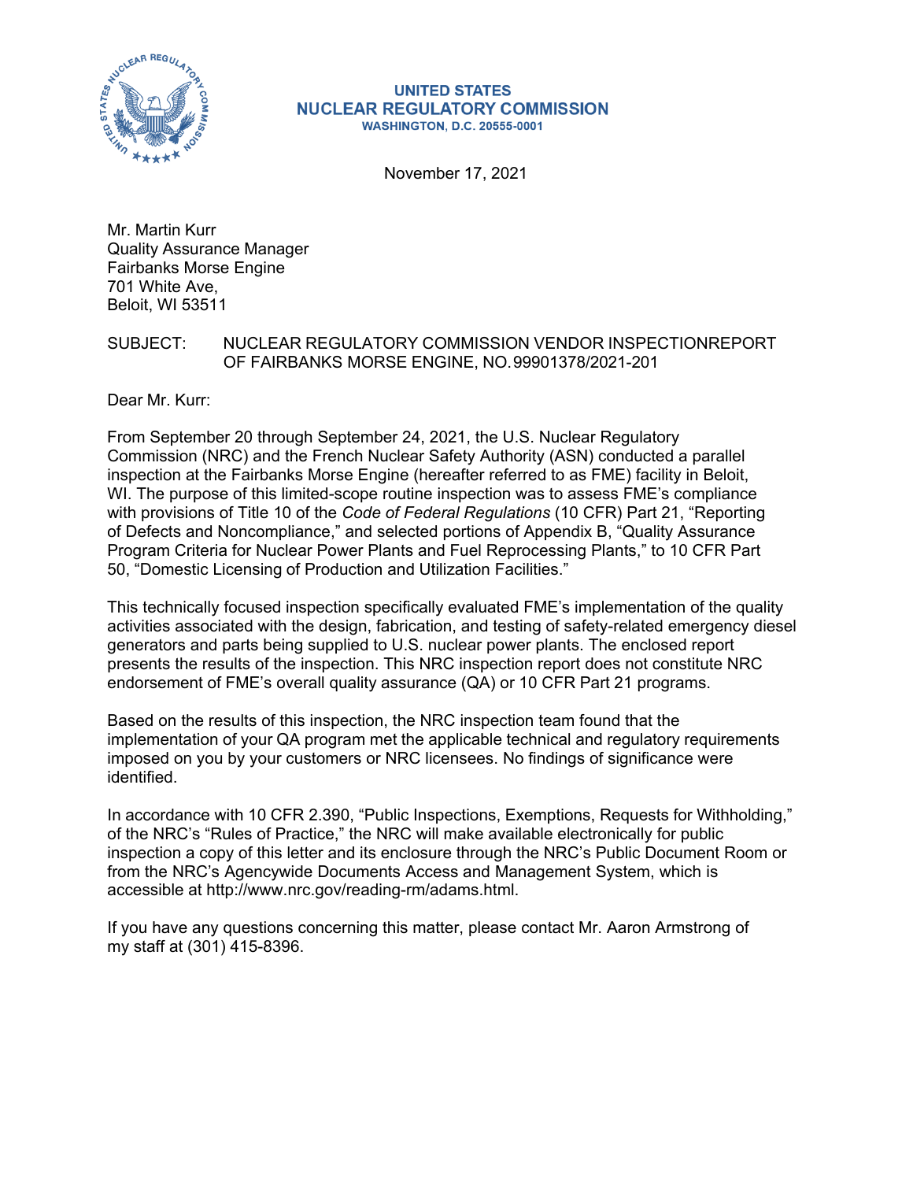**UNITED STATES**
**NUCLEAR REGULATORY COMMISSION**
**WASHINGTON, D.C. 20555-0001**

November 17, 2021

Mr. Martin Kurr
Quality Assurance Manager
Fairbanks Morse Engine
701 White Ave,
Beloit, WI 53511

SUBJECT: NUCLEAR REGULATORY COMMISSION VENDOR INSPECTIONREPORT OF FAIRBANKS MORSE ENGINE, NO. 99901378/2021-201

Dear Mr. Kurr:

From September 20 through September 24, 2021, the U.S. Nuclear Regulatory Commission (NRC) and the French Nuclear Safety Authority (ASN) conducted a parallel inspection at the Fairbanks Morse Engine (hereafter referred to as FME) facility in Beloit, WI. The purpose of this limited-scope routine inspection was to assess FME's compliance with provisions of Title 10 of the *Code of Federal Regulations* (10 CFR) Part 21, "Reporting of Defects and Noncompliance," and selected portions of Appendix B, "Quality Assurance Program Criteria for Nuclear Power Plants and Fuel Reprocessing Plants," to 10 CFR Part 50, "Domestic Licensing of Production and Utilization Facilities."

This technically focused inspection specifically evaluated FME's implementation of the quality activities associated with the design, fabrication, and testing of safety-related emergency diesel generators and parts being supplied to U.S. nuclear power plants. The enclosed report presents the results of the inspection. This NRC inspection report does not constitute NRC endorsement of FME's overall quality assurance (QA) or 10 CFR Part 21 programs.

Based on the results of this inspection, the NRC inspection team found that the implementation of your QA program met the applicable technical and regulatory requirements imposed on you by your customers or NRC licensees. No findings of significance were identified.

In accordance with 10 CFR 2.390, "Public Inspections, Exemptions, Requests for Withholding," of the NRC's "Rules of Practice," the NRC will make available electronically for public inspection a copy of this letter and its enclosure through the NRC's Public Document Room or from the NRC's Agencywide Documents Access and Management System, which is accessible at http://www.nrc.gov/reading-rm/adams.html.

If you have any questions concerning this matter, please contact Mr. Aaron Armstrong of my staff at (301) 415-8396.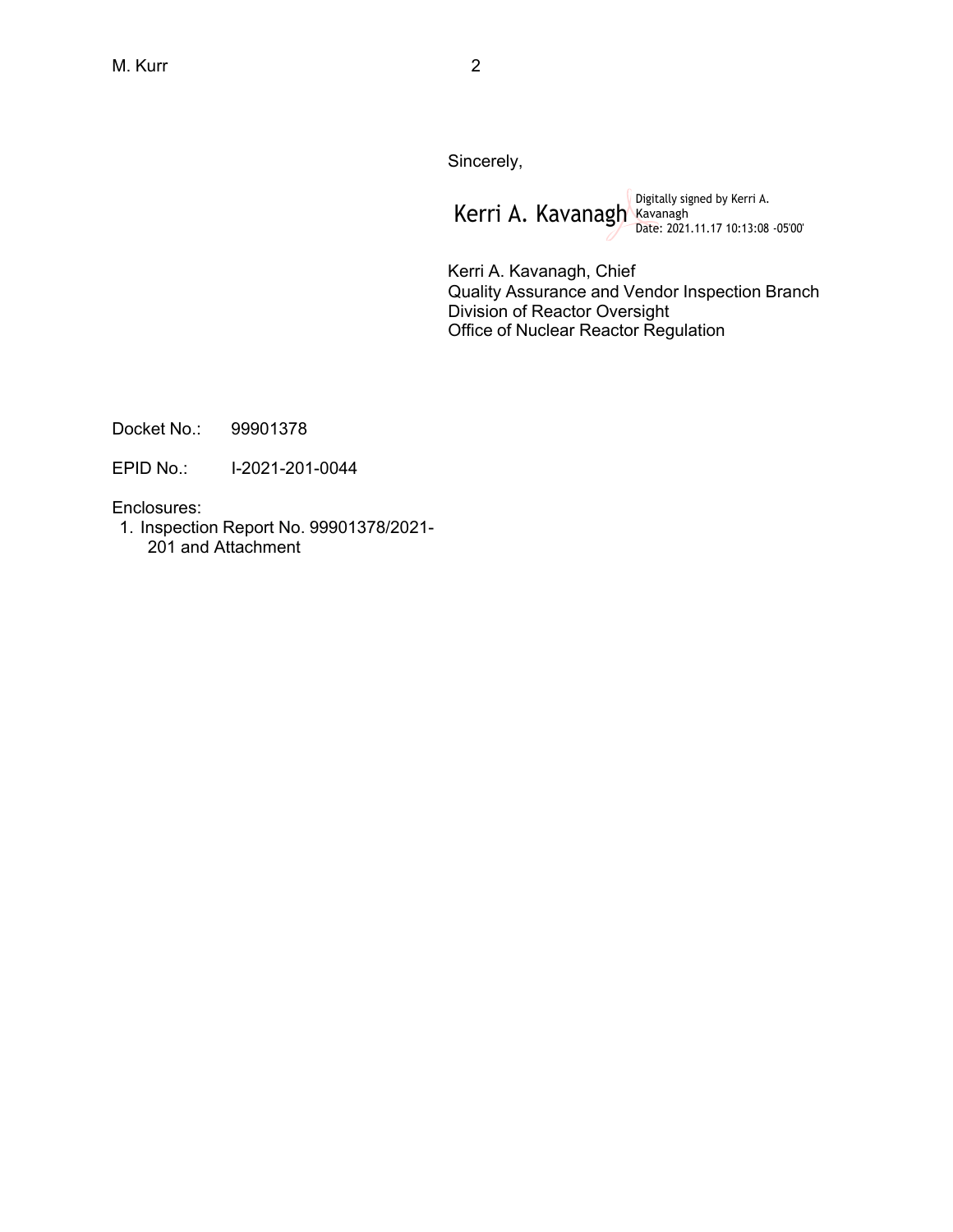Sincerely,

Kerri A. Kavanagh Digitally signed by Kerri A. Kavanagh Date: 2021.11.17 10:13:08 -05'00'

Kerri A. Kavanagh, Chief
Quality Assurance and Vendor Inspection Branch
Division of Reactor Oversight
Office of Nuclear Reactor Regulation

Docket No.: 99901378

EPID No.: I-2021-201-0044

Enclosures:

1. Inspection Report No. 99901378/2021-201 and Attachment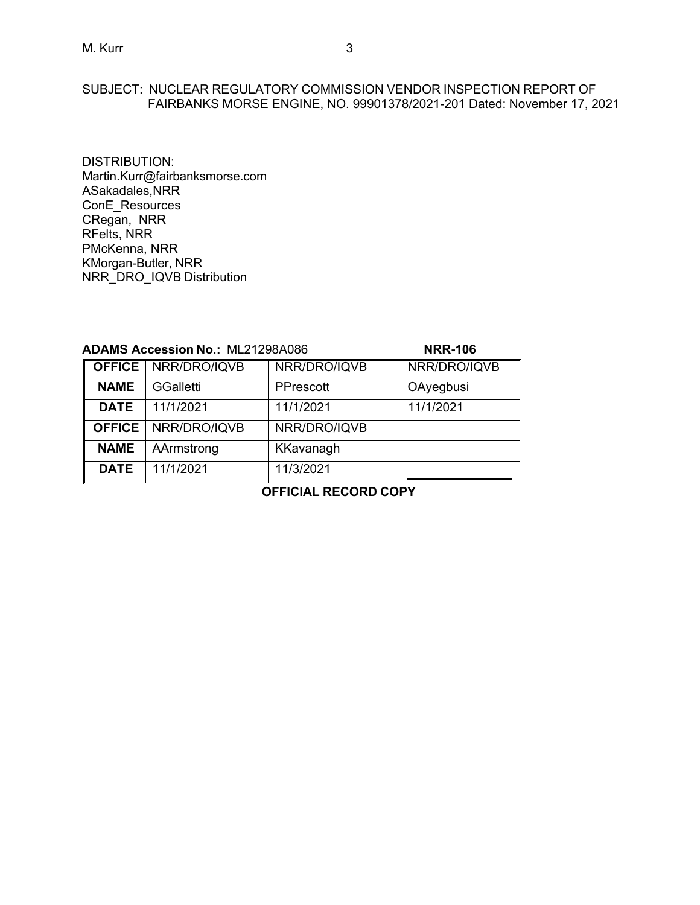SUBJECT: NUCLEAR REGULATORY COMMISSION VENDOR INSPECTION REPORT OF FAIRBANKS MORSE ENGINE, NO. 99901378/2021-201 Dated: November 17, 2021

DISTRIBUTION:
Martin.Kurr@fairbanksmorse.com
ASakadales,NRR
ConE_Resources
CRegan, NRR
RFelts, NRR
PMcKenna, NRR
KMorgan-Butler, NRR
NRR_DRO_IQVB Distribution

**ADAMS Accession No.:** ML21298A086 **NRR-106**

| **OFFICE** | NRR/DRO/IQVB | NRR/DRO/IQVB | NRR/DRO/IQVB |
|---|---|---|---|
| **NAME** | GGalletti | PPrescott | OAyegbusi |
| **DATE** | 11/1/2021 | 11/1/2021 | 11/1/2021 |
| **OFFICE** | NRR/DRO/IQVB | NRR/DRO/IQVB | |
| **NAME** | AArmstrong | KKavanagh | |
| **DATE** | 11/1/2021 | 11/3/2021 | |

**OFFICIAL RECORD COPY**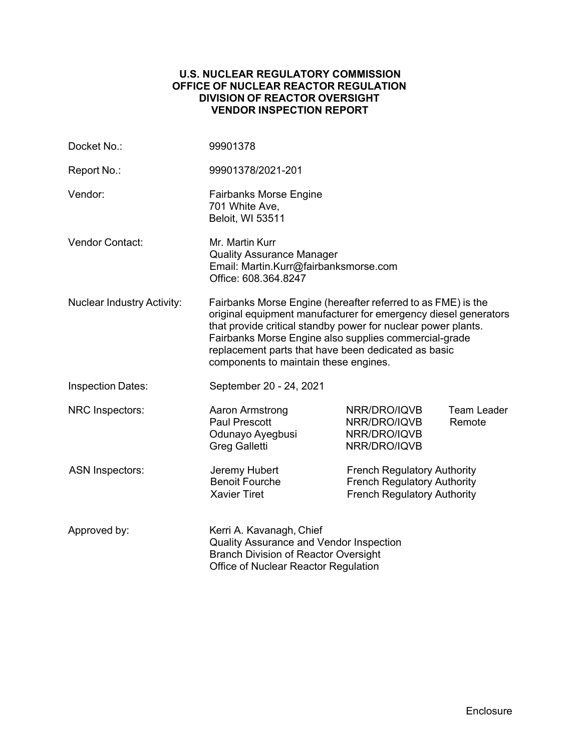**U.S. NUCLEAR REGULATORY COMMISSION**
**OFFICE OF NUCLEAR REACTOR REGULATION**
**DIVISION OF REACTOR OVERSIGHT**
**VENDOR INSPECTION REPORT**

| | | | |
|---|---|---|---|
| Docket No.: | 99901378 | | |
| Report No.: | 99901378/2021-201 | | |
| Vendor: | Fairbanks Morse Engine<br>701 White Ave,<br>Beloit, WI 53511 | | |
| Vendor Contact: | Mr. Martin Kurr<br>Quality Assurance Manager<br>Email: Martin.Kurr@fairbanksmorse.com<br>Office: 608.364.8247 | | |
| Nuclear Industry Activity: | Fairbanks Morse Engine (hereafter referred to as FME) is the original equipment manufacturer for emergency diesel generators that provide critical standby power for nuclear power plants. Fairbanks Morse Engine also supplies commercial-grade replacement parts that have been dedicated as basic components to maintain these engines. | | |
| Inspection Dates: | September 20 - 24, 2021 | | |
| NRC Inspectors: | Aaron Armstrong | NRR/DRO/IQVB | Team Leader |
| | Paul Prescott | NRR/DRO/IQVB | Remote |
| | Odunayo Ayegbusi | NRR/DRO/IQVB | |
| | Greg Galletti | NRR/DRO/IQVB | |
| ASN Inspectors: | Jeremy Hubert | French Regulatory Authority | |
| | Benoit Fourche | French Regulatory Authority | |
| | Xavier Tiret | French Regulatory Authority | |
| Approved by: | Kerri A. Kavanagh, Chief<br>Quality Assurance and Vendor Inspection<br>Branch Division of Reactor Oversight<br>Office of Nuclear Reactor Regulation | | |

Enclosure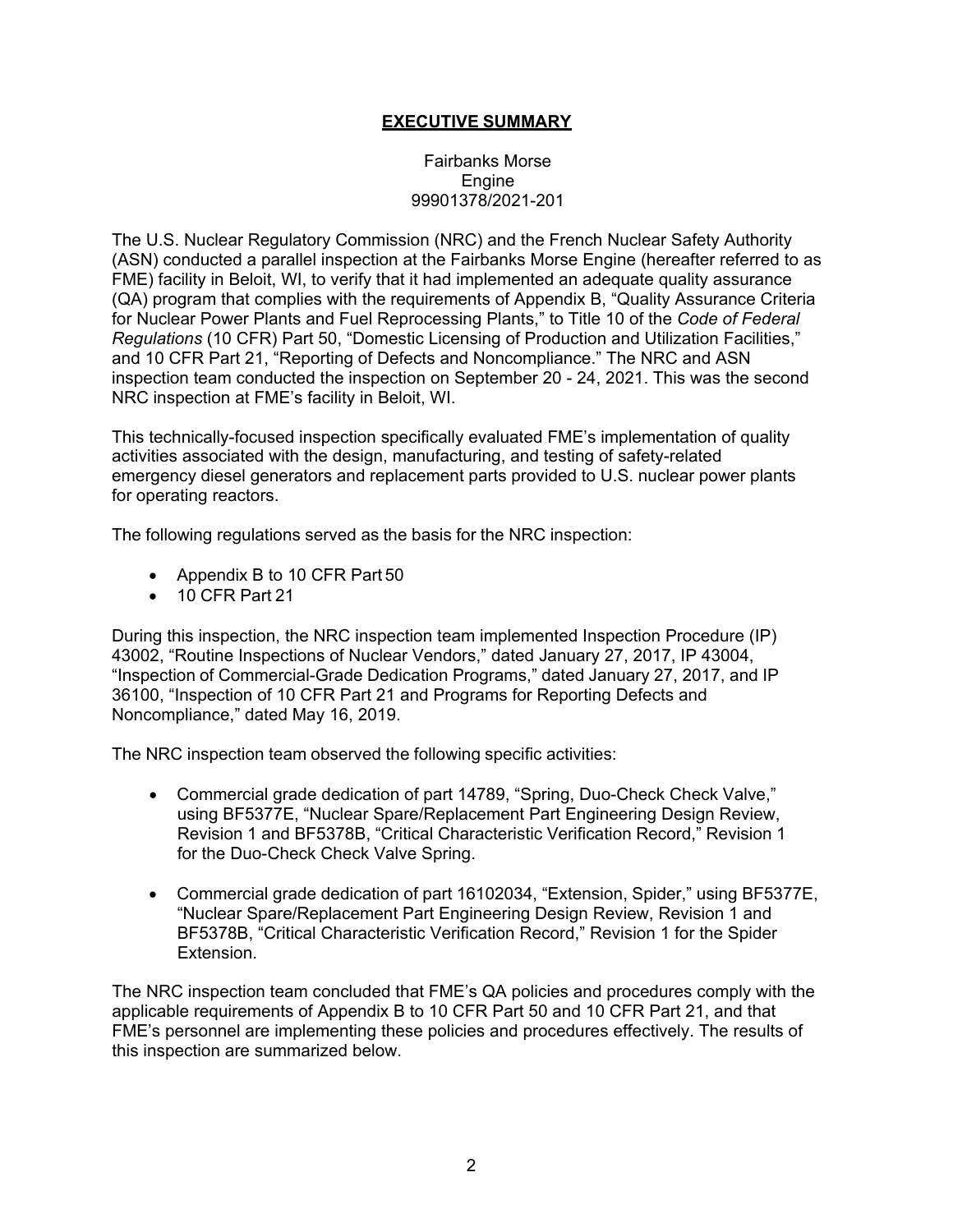## **EXECUTIVE SUMMARY**

Fairbanks Morse
Engine
99901378/2021-201

The U.S. Nuclear Regulatory Commission (NRC) and the French Nuclear Safety Authority (ASN) conducted a parallel inspection at the Fairbanks Morse Engine (hereafter referred to as FME) facility in Beloit, WI, to verify that it had implemented an adequate quality assurance (QA) program that complies with the requirements of Appendix B, "Quality Assurance Criteria for Nuclear Power Plants and Fuel Reprocessing Plants," to Title 10 of the *Code of Federal Regulations* (10 CFR) Part 50, "Domestic Licensing of Production and Utilization Facilities," and 10 CFR Part 21, "Reporting of Defects and Noncompliance." The NRC and ASN inspection team conducted the inspection on September 20 - 24, 2021. This was the second NRC inspection at FME's facility in Beloit, WI.

This technically-focused inspection specifically evaluated FME's implementation of quality activities associated with the design, manufacturing, and testing of safety-related emergency diesel generators and replacement parts provided to U.S. nuclear power plants for operating reactors.

The following regulations served as the basis for the NRC inspection:

- Appendix B to 10 CFR Part 50
- 10 CFR Part 21

During this inspection, the NRC inspection team implemented Inspection Procedure (IP) 43002, "Routine Inspections of Nuclear Vendors," dated January 27, 2017, IP 43004, "Inspection of Commercial-Grade Dedication Programs," dated January 27, 2017, and IP 36100, "Inspection of 10 CFR Part 21 and Programs for Reporting Defects and Noncompliance," dated May 16, 2019.

The NRC inspection team observed the following specific activities:

- Commercial grade dedication of part 14789, "Spring, Duo-Check Check Valve," using BF5377E, "Nuclear Spare/Replacement Part Engineering Design Review, Revision 1 and BF5378B, "Critical Characteristic Verification Record," Revision 1 for the Duo-Check Check Valve Spring.
- Commercial grade dedication of part 16102034, "Extension, Spider," using BF5377E, "Nuclear Spare/Replacement Part Engineering Design Review, Revision 1 and BF5378B, "Critical Characteristic Verification Record," Revision 1 for the Spider Extension.

The NRC inspection team concluded that FME's QA policies and procedures comply with the applicable requirements of Appendix B to 10 CFR Part 50 and 10 CFR Part 21, and that FME's personnel are implementing these policies and procedures effectively. The results of this inspection are summarized below.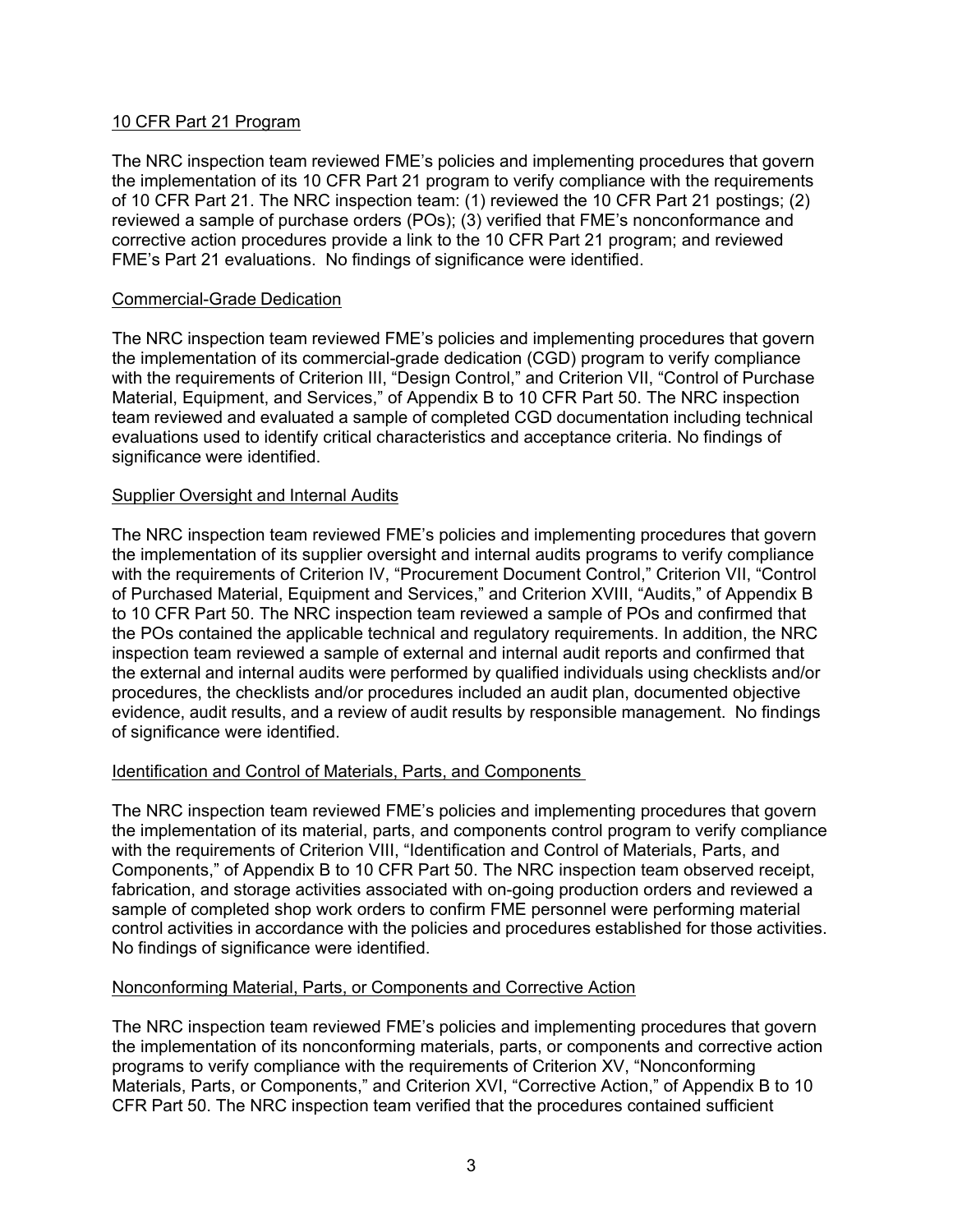## 10 CFR Part 21 Program

The NRC inspection team reviewed FME's policies and implementing procedures that govern the implementation of its 10 CFR Part 21 program to verify compliance with the requirements of 10 CFR Part 21. The NRC inspection team: (1) reviewed the 10 CFR Part 21 postings; (2) reviewed a sample of purchase orders (POs); (3) verified that FME's nonconformance and corrective action procedures provide a link to the 10 CFR Part 21 program; and reviewed FME's Part 21 evaluations. No findings of significance were identified.

## Commercial-Grade Dedication

The NRC inspection team reviewed FME's policies and implementing procedures that govern the implementation of its commercial-grade dedication (CGD) program to verify compliance with the requirements of Criterion III, "Design Control," and Criterion VII, "Control of Purchase Material, Equipment, and Services," of Appendix B to 10 CFR Part 50. The NRC inspection team reviewed and evaluated a sample of completed CGD documentation including technical evaluations used to identify critical characteristics and acceptance criteria. No findings of significance were identified.

## Supplier Oversight and Internal Audits

The NRC inspection team reviewed FME's policies and implementing procedures that govern the implementation of its supplier oversight and internal audits programs to verify compliance with the requirements of Criterion IV, "Procurement Document Control," Criterion VII, "Control of Purchased Material, Equipment and Services," and Criterion XVIII, "Audits," of Appendix B to 10 CFR Part 50. The NRC inspection team reviewed a sample of POs and confirmed that the POs contained the applicable technical and regulatory requirements. In addition, the NRC inspection team reviewed a sample of external and internal audit reports and confirmed that the external and internal audits were performed by qualified individuals using checklists and/or procedures, the checklists and/or procedures included an audit plan, documented objective evidence, audit results, and a review of audit results by responsible management. No findings of significance were identified.

## Identification and Control of Materials, Parts, and Components

The NRC inspection team reviewed FME's policies and implementing procedures that govern the implementation of its material, parts, and components control program to verify compliance with the requirements of Criterion VIII, "Identification and Control of Materials, Parts, and Components," of Appendix B to 10 CFR Part 50. The NRC inspection team observed receipt, fabrication, and storage activities associated with on-going production orders and reviewed a sample of completed shop work orders to confirm FME personnel were performing material control activities in accordance with the policies and procedures established for those activities. No findings of significance were identified.

## Nonconforming Material, Parts, or Components and Corrective Action

The NRC inspection team reviewed FME's policies and implementing procedures that govern the implementation of its nonconforming materials, parts, or components and corrective action programs to verify compliance with the requirements of Criterion XV, "Nonconforming Materials, Parts, or Components," and Criterion XVI, "Corrective Action," of Appendix B to 10 CFR Part 50. The NRC inspection team verified that the procedures contained sufficient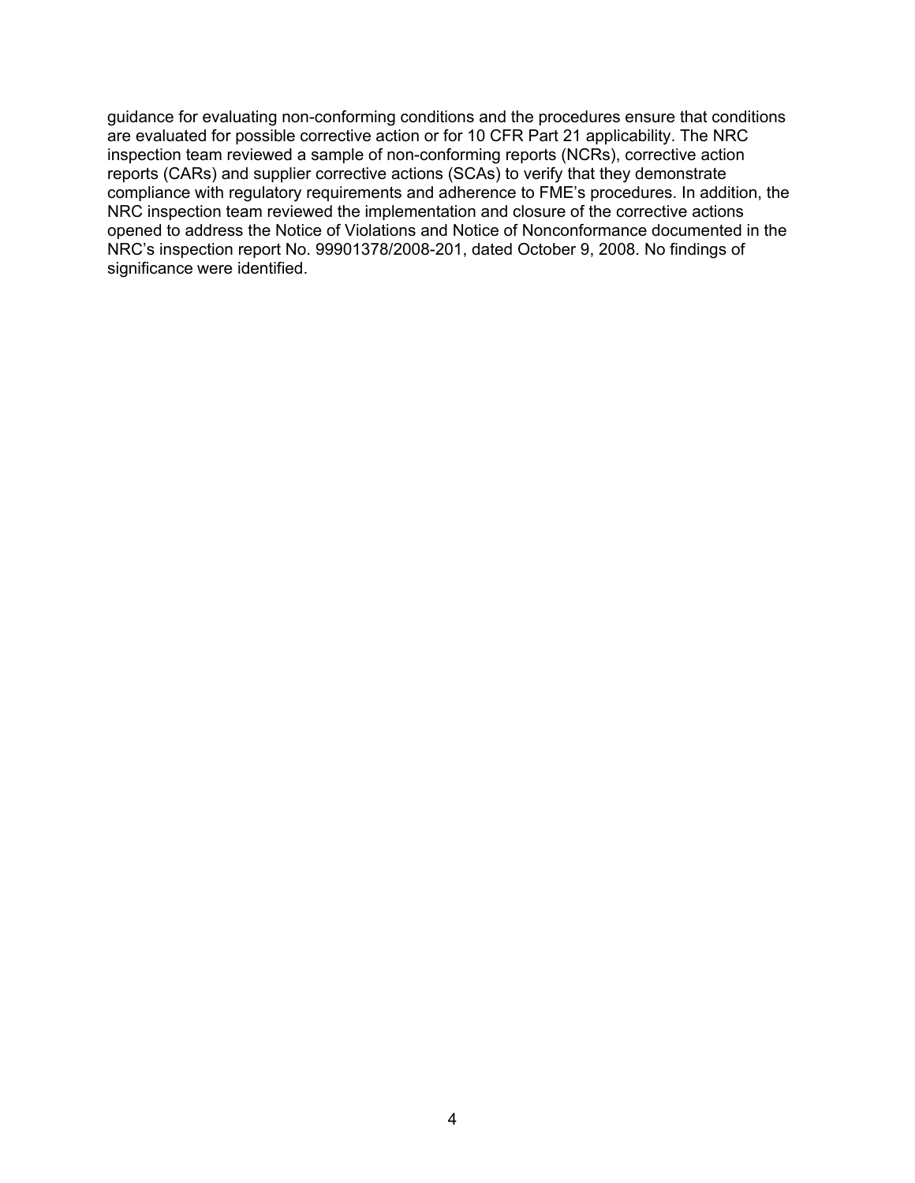guidance for evaluating non-conforming conditions and the procedures ensure that conditions are evaluated for possible corrective action or for 10 CFR Part 21 applicability. The NRC inspection team reviewed a sample of non-conforming reports (NCRs), corrective action reports (CARs) and supplier corrective actions (SCAs) to verify that they demonstrate compliance with regulatory requirements and adherence to FME's procedures. In addition, the NRC inspection team reviewed the implementation and closure of the corrective actions opened to address the Notice of Violations and Notice of Nonconformance documented in the NRC's inspection report No. 99901378/2008-201, dated October 9, 2008. No findings of significance were identified.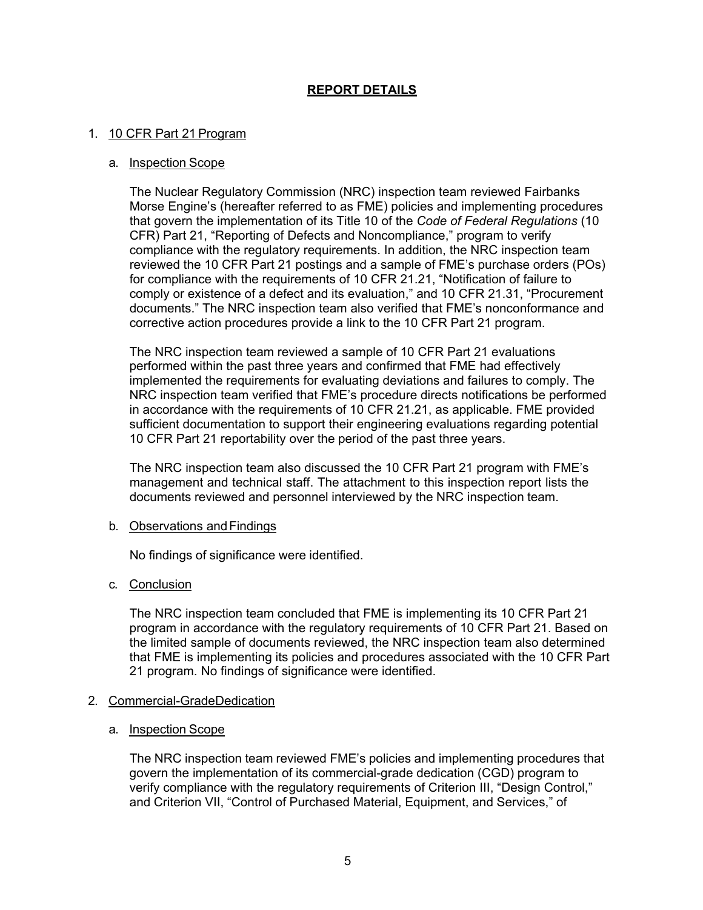## REPORT DETAILS

1. 10 CFR Part 21 Program

   a. Inspection Scope

   The Nuclear Regulatory Commission (NRC) inspection team reviewed Fairbanks Morse Engine's (hereafter referred to as FME) policies and implementing procedures that govern the implementation of its Title 10 of the *Code of Federal Regulations* (10 CFR) Part 21, "Reporting of Defects and Noncompliance," program to verify compliance with the regulatory requirements. In addition, the NRC inspection team reviewed the 10 CFR Part 21 postings and a sample of FME's purchase orders (POs) for compliance with the requirements of 10 CFR 21.21, "Notification of failure to comply or existence of a defect and its evaluation," and 10 CFR 21.31, "Procurement documents." The NRC inspection team also verified that FME's nonconformance and corrective action procedures provide a link to the 10 CFR Part 21 program.

   The NRC inspection team reviewed a sample of 10 CFR Part 21 evaluations performed within the past three years and confirmed that FME had effectively implemented the requirements for evaluating deviations and failures to comply. The NRC inspection team verified that FME's procedure directs notifications be performed in accordance with the requirements of 10 CFR 21.21, as applicable. FME provided sufficient documentation to support their engineering evaluations regarding potential 10 CFR Part 21 reportability over the period of the past three years.

   The NRC inspection team also discussed the 10 CFR Part 21 program with FME's management and technical staff. The attachment to this inspection report lists the documents reviewed and personnel interviewed by the NRC inspection team.

   b. Observations and Findings

   No findings of significance were identified.

   c. Conclusion

   The NRC inspection team concluded that FME is implementing its 10 CFR Part 21 program in accordance with the regulatory requirements of 10 CFR Part 21. Based on the limited sample of documents reviewed, the NRC inspection team also determined that FME is implementing its policies and procedures associated with the 10 CFR Part 21 program. No findings of significance were identified.

2. Commercial-Grade Dedication

   a. Inspection Scope

   The NRC inspection team reviewed FME's policies and implementing procedures that govern the implementation of its commercial-grade dedication (CGD) program to verify compliance with the regulatory requirements of Criterion III, "Design Control," and Criterion VII, "Control of Purchased Material, Equipment, and Services," of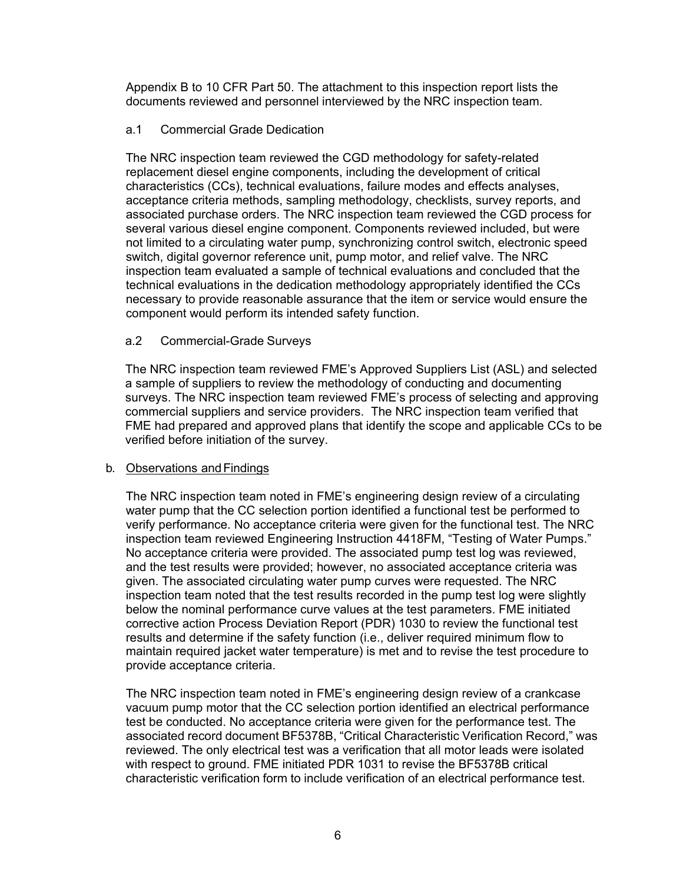Appendix B to 10 CFR Part 50. The attachment to this inspection report lists the documents reviewed and personnel interviewed by the NRC inspection team.

a.1 Commercial Grade Dedication

The NRC inspection team reviewed the CGD methodology for safety-related replacement diesel engine components, including the development of critical characteristics (CCs), technical evaluations, failure modes and effects analyses, acceptance criteria methods, sampling methodology, checklists, survey reports, and associated purchase orders. The NRC inspection team reviewed the CGD process for several various diesel engine component. Components reviewed included, but were not limited to a circulating water pump, synchronizing control switch, electronic speed switch, digital governor reference unit, pump motor, and relief valve. The NRC inspection team evaluated a sample of technical evaluations and concluded that the technical evaluations in the dedication methodology appropriately identified the CCs necessary to provide reasonable assurance that the item or service would ensure the component would perform its intended safety function.

a.2 Commercial-Grade Surveys

The NRC inspection team reviewed FME's Approved Suppliers List (ASL) and selected a sample of suppliers to review the methodology of conducting and documenting surveys. The NRC inspection team reviewed FME's process of selecting and approving commercial suppliers and service providers. The NRC inspection team verified that FME had prepared and approved plans that identify the scope and applicable CCs to be verified before initiation of the survey.

b. Observations and Findings

The NRC inspection team noted in FME's engineering design review of a circulating water pump that the CC selection portion identified a functional test be performed to verify performance. No acceptance criteria were given for the functional test. The NRC inspection team reviewed Engineering Instruction 4418FM, "Testing of Water Pumps." No acceptance criteria were provided. The associated pump test log was reviewed, and the test results were provided; however, no associated acceptance criteria was given. The associated circulating water pump curves were requested. The NRC inspection team noted that the test results recorded in the pump test log were slightly below the nominal performance curve values at the test parameters. FME initiated corrective action Process Deviation Report (PDR) 1030 to review the functional test results and determine if the safety function (i.e., deliver required minimum flow to maintain required jacket water temperature) is met and to revise the test procedure to provide acceptance criteria.

The NRC inspection team noted in FME's engineering design review of a crankcase vacuum pump motor that the CC selection portion identified an electrical performance test be conducted. No acceptance criteria were given for the performance test. The associated record document BF5378B, "Critical Characteristic Verification Record," was reviewed. The only electrical test was a verification that all motor leads were isolated with respect to ground. FME initiated PDR 1031 to revise the BF5378B critical characteristic verification form to include verification of an electrical performance test.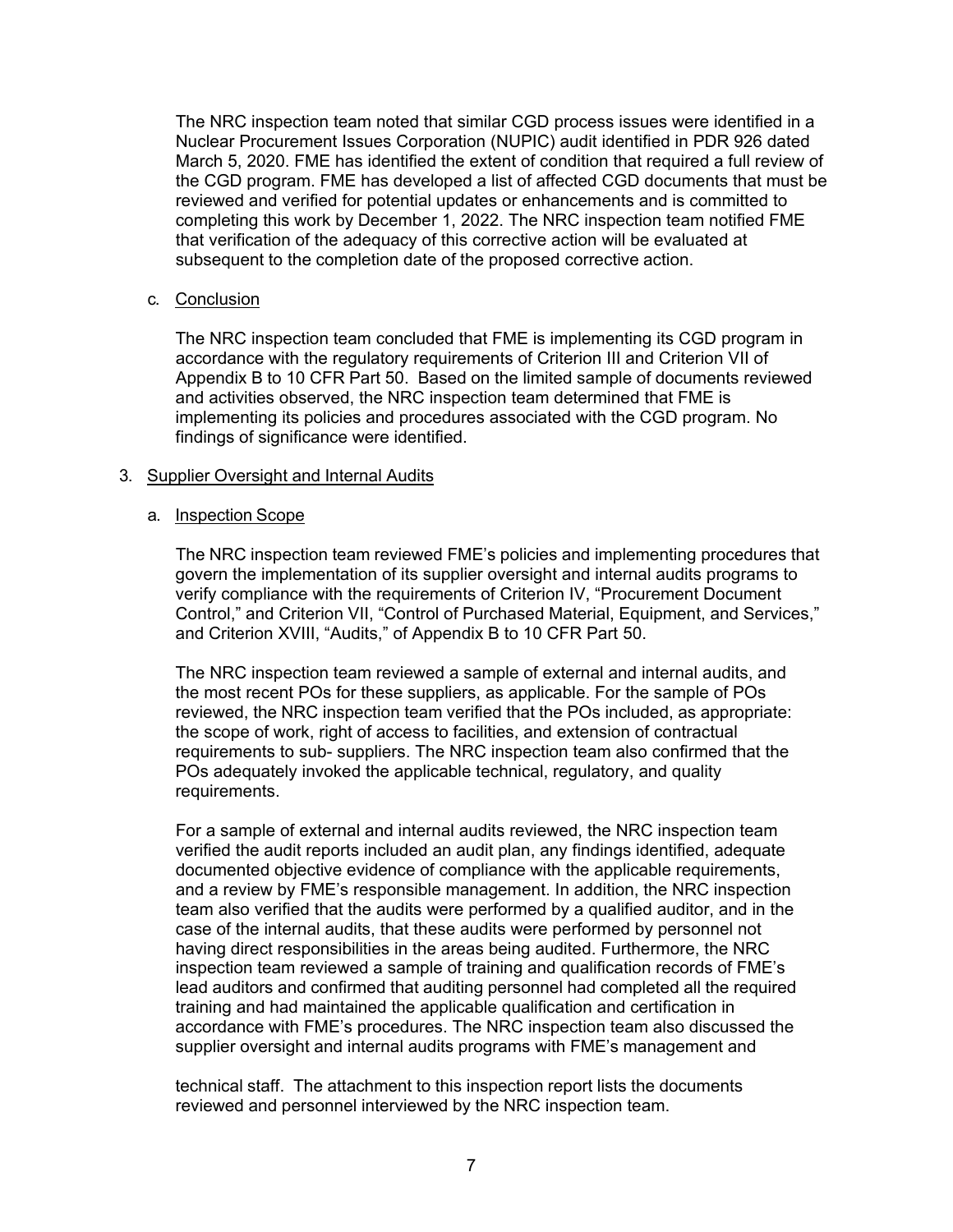The NRC inspection team noted that similar CGD process issues were identified in a Nuclear Procurement Issues Corporation (NUPIC) audit identified in PDR 926 dated March 5, 2020. FME has identified the extent of condition that required a full review of the CGD program. FME has developed a list of affected CGD documents that must be reviewed and verified for potential updates or enhancements and is committed to completing this work by December 1, 2022. The NRC inspection team notified FME that verification of the adequacy of this corrective action will be evaluated at subsequent to the completion date of the proposed corrective action.

c. Conclusion

The NRC inspection team concluded that FME is implementing its CGD program in accordance with the regulatory requirements of Criterion III and Criterion VII of Appendix B to 10 CFR Part 50. Based on the limited sample of documents reviewed and activities observed, the NRC inspection team determined that FME is implementing its policies and procedures associated with the CGD program. No findings of significance were identified.

3. Supplier Oversight and Internal Audits

a. Inspection Scope

The NRC inspection team reviewed FME's policies and implementing procedures that govern the implementation of its supplier oversight and internal audits programs to verify compliance with the requirements of Criterion IV, "Procurement Document Control," and Criterion VII, "Control of Purchased Material, Equipment, and Services," and Criterion XVIII, "Audits," of Appendix B to 10 CFR Part 50.

The NRC inspection team reviewed a sample of external and internal audits, and the most recent POs for these suppliers, as applicable. For the sample of POs reviewed, the NRC inspection team verified that the POs included, as appropriate: the scope of work, right of access to facilities, and extension of contractual requirements to sub- suppliers. The NRC inspection team also confirmed that the POs adequately invoked the applicable technical, regulatory, and quality requirements.

For a sample of external and internal audits reviewed, the NRC inspection team verified the audit reports included an audit plan, any findings identified, adequate documented objective evidence of compliance with the applicable requirements, and a review by FME's responsible management. In addition, the NRC inspection team also verified that the audits were performed by a qualified auditor, and in the case of the internal audits, that these audits were performed by personnel not having direct responsibilities in the areas being audited. Furthermore, the NRC inspection team reviewed a sample of training and qualification records of FME's lead auditors and confirmed that auditing personnel had completed all the required training and had maintained the applicable qualification and certification in accordance with FME's procedures. The NRC inspection team also discussed the supplier oversight and internal audits programs with FME's management and technical staff. The attachment to this inspection report lists the documents reviewed and personnel interviewed by the NRC inspection team.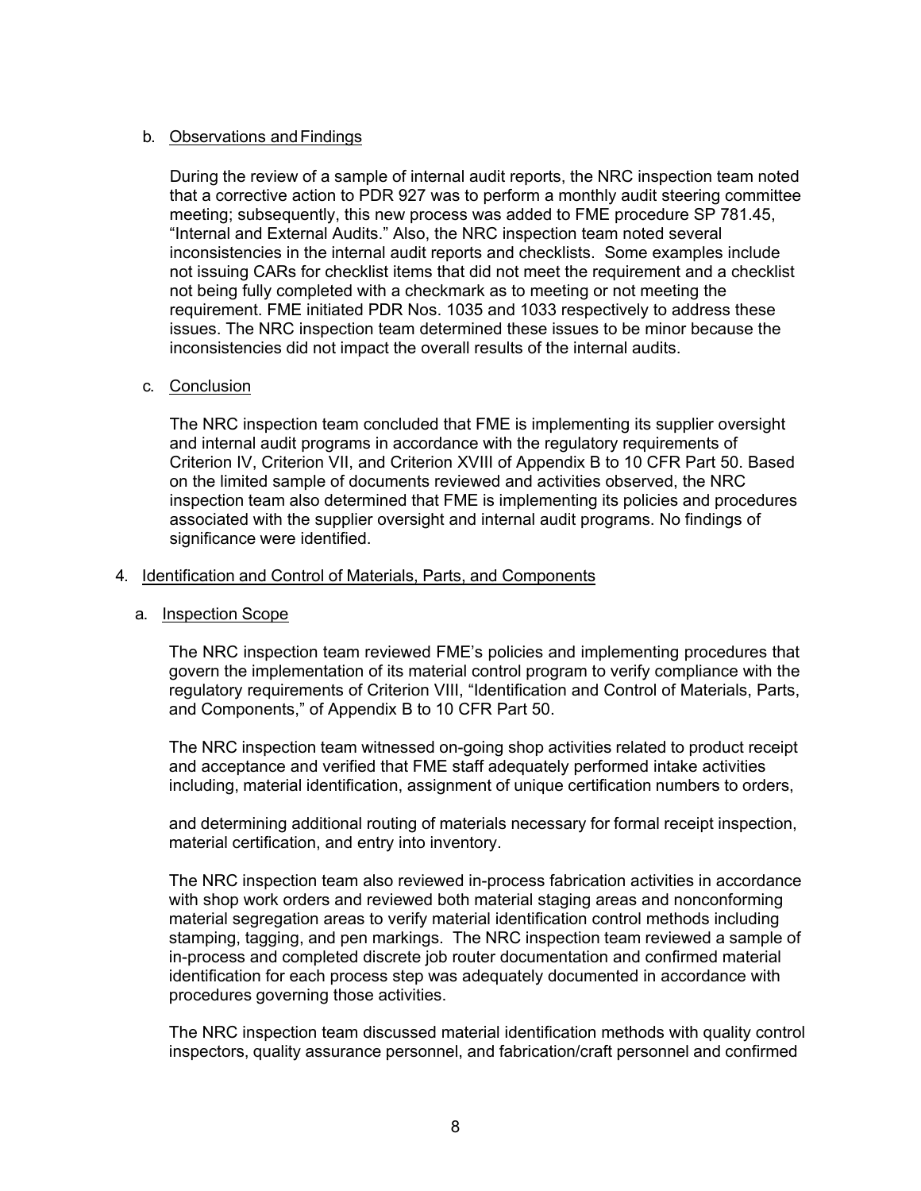b. Observations and Findings

During the review of a sample of internal audit reports, the NRC inspection team noted that a corrective action to PDR 927 was to perform a monthly audit steering committee meeting; subsequently, this new process was added to FME procedure SP 781.45, "Internal and External Audits." Also, the NRC inspection team noted several inconsistencies in the internal audit reports and checklists. Some examples include not issuing CARs for checklist items that did not meet the requirement and a checklist not being fully completed with a checkmark as to meeting or not meeting the requirement. FME initiated PDR Nos. 1035 and 1033 respectively to address these issues. The NRC inspection team determined these issues to be minor because the inconsistencies did not impact the overall results of the internal audits.

c. Conclusion

The NRC inspection team concluded that FME is implementing its supplier oversight and internal audit programs in accordance with the regulatory requirements of Criterion IV, Criterion VII, and Criterion XVIII of Appendix B to 10 CFR Part 50. Based on the limited sample of documents reviewed and activities observed, the NRC inspection team also determined that FME is implementing its policies and procedures associated with the supplier oversight and internal audit programs. No findings of significance were identified.

4. Identification and Control of Materials, Parts, and Components

a. Inspection Scope

The NRC inspection team reviewed FME's policies and implementing procedures that govern the implementation of its material control program to verify compliance with the regulatory requirements of Criterion VIII, "Identification and Control of Materials, Parts, and Components," of Appendix B to 10 CFR Part 50.

The NRC inspection team witnessed on-going shop activities related to product receipt and acceptance and verified that FME staff adequately performed intake activities including, material identification, assignment of unique certification numbers to orders, and determining additional routing of materials necessary for formal receipt inspection, material certification, and entry into inventory.

The NRC inspection team also reviewed in-process fabrication activities in accordance with shop work orders and reviewed both material staging areas and nonconforming material segregation areas to verify material identification control methods including stamping, tagging, and pen markings. The NRC inspection team reviewed a sample of in-process and completed discrete job router documentation and confirmed material identification for each process step was adequately documented in accordance with procedures governing those activities.

The NRC inspection team discussed material identification methods with quality control inspectors, quality assurance personnel, and fabrication/craft personnel and confirmed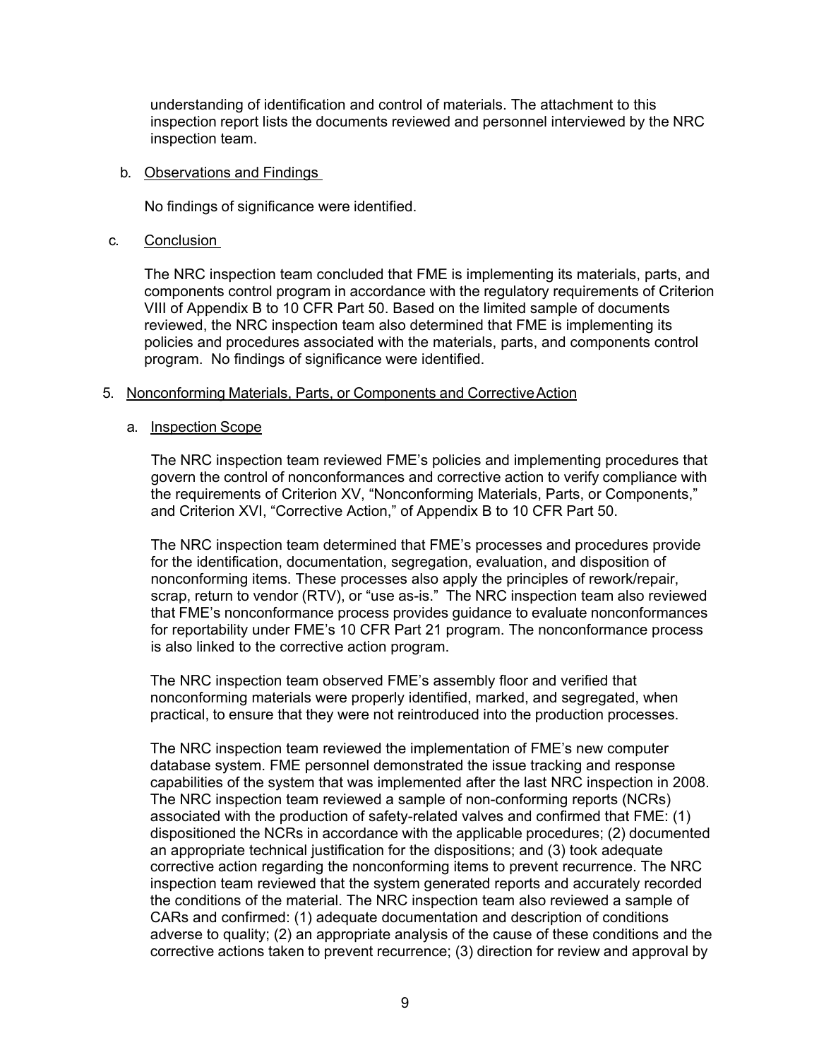understanding of identification and control of materials. The attachment to this inspection report lists the documents reviewed and personnel interviewed by the NRC inspection team.

b. Observations and Findings

No findings of significance were identified.

c. Conclusion

The NRC inspection team concluded that FME is implementing its materials, parts, and components control program in accordance with the regulatory requirements of Criterion VIII of Appendix B to 10 CFR Part 50. Based on the limited sample of documents reviewed, the NRC inspection team also determined that FME is implementing its policies and procedures associated with the materials, parts, and components control program. No findings of significance were identified.

5. Nonconforming Materials, Parts, or Components and Corrective Action

a. Inspection Scope

The NRC inspection team reviewed FME's policies and implementing procedures that govern the control of nonconformances and corrective action to verify compliance with the requirements of Criterion XV, "Nonconforming Materials, Parts, or Components," and Criterion XVI, "Corrective Action," of Appendix B to 10 CFR Part 50.

The NRC inspection team determined that FME's processes and procedures provide for the identification, documentation, segregation, evaluation, and disposition of nonconforming items. These processes also apply the principles of rework/repair, scrap, return to vendor (RTV), or "use as-is." The NRC inspection team also reviewed that FME's nonconformance process provides guidance to evaluate nonconformances for reportability under FME's 10 CFR Part 21 program. The nonconformance process is also linked to the corrective action program.

The NRC inspection team observed FME's assembly floor and verified that nonconforming materials were properly identified, marked, and segregated, when practical, to ensure that they were not reintroduced into the production processes.

The NRC inspection team reviewed the implementation of FME's new computer database system. FME personnel demonstrated the issue tracking and response capabilities of the system that was implemented after the last NRC inspection in 2008. The NRC inspection team reviewed a sample of non-conforming reports (NCRs) associated with the production of safety-related valves and confirmed that FME: (1) dispositioned the NCRs in accordance with the applicable procedures; (2) documented an appropriate technical justification for the dispositions; and (3) took adequate corrective action regarding the nonconforming items to prevent recurrence. The NRC inspection team reviewed that the system generated reports and accurately recorded the conditions of the material. The NRC inspection team also reviewed a sample of CARs and confirmed: (1) adequate documentation and description of conditions adverse to quality; (2) an appropriate analysis of the cause of these conditions and the corrective actions taken to prevent recurrence; (3) direction for review and approval by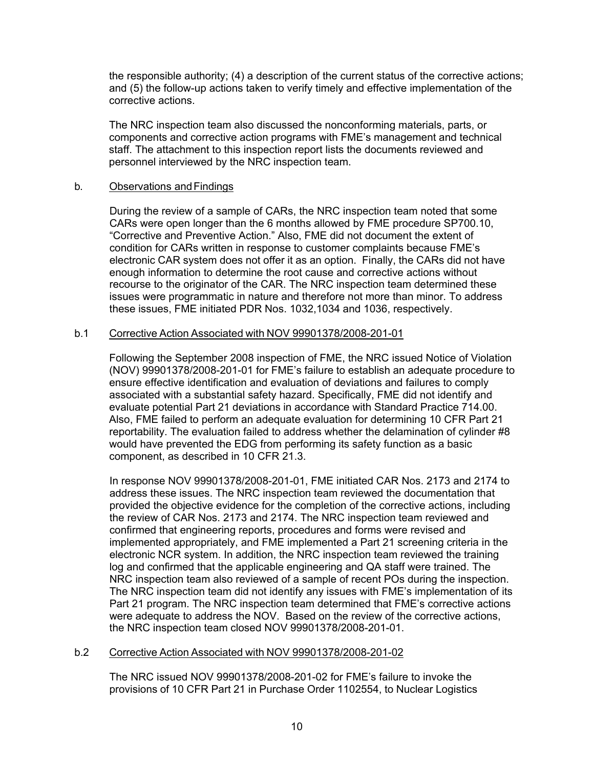the responsible authority; (4) a description of the current status of the corrective actions; and (5) the follow-up actions taken to verify timely and effective implementation of the corrective actions.

The NRC inspection team also discussed the nonconforming materials, parts, or components and corrective action programs with FME's management and technical staff. The attachment to this inspection report lists the documents reviewed and personnel interviewed by the NRC inspection team.

### b. Observations and Findings

During the review of a sample of CARs, the NRC inspection team noted that some CARs were open longer than the 6 months allowed by FME procedure SP700.10, "Corrective and Preventive Action." Also, FME did not document the extent of condition for CARs written in response to customer complaints because FME's electronic CAR system does not offer it as an option. Finally, the CARs did not have enough information to determine the root cause and corrective actions without recourse to the originator of the CAR. The NRC inspection team determined these issues were programmatic in nature and therefore not more than minor. To address these issues, FME initiated PDR Nos. 1032,1034 and 1036, respectively.

### b.1 Corrective Action Associated with NOV 99901378/2008-201-01

Following the September 2008 inspection of FME, the NRC issued Notice of Violation (NOV) 99901378/2008-201-01 for FME's failure to establish an adequate procedure to ensure effective identification and evaluation of deviations and failures to comply associated with a substantial safety hazard. Specifically, FME did not identify and evaluate potential Part 21 deviations in accordance with Standard Practice 714.00. Also, FME failed to perform an adequate evaluation for determining 10 CFR Part 21 reportability. The evaluation failed to address whether the delamination of cylinder #8 would have prevented the EDG from performing its safety function as a basic component, as described in 10 CFR 21.3.

In response NOV 99901378/2008-201-01, FME initiated CAR Nos. 2173 and 2174 to address these issues. The NRC inspection team reviewed the documentation that provided the objective evidence for the completion of the corrective actions, including the review of CAR Nos. 2173 and 2174. The NRC inspection team reviewed and confirmed that engineering reports, procedures and forms were revised and implemented appropriately, and FME implemented a Part 21 screening criteria in the electronic NCR system. In addition, the NRC inspection team reviewed the training log and confirmed that the applicable engineering and QA staff were trained. The NRC inspection team also reviewed of a sample of recent POs during the inspection. The NRC inspection team did not identify any issues with FME's implementation of its Part 21 program. The NRC inspection team determined that FME's corrective actions were adequate to address the NOV. Based on the review of the corrective actions, the NRC inspection team closed NOV 99901378/2008-201-01.

### b.2 Corrective Action Associated with NOV 99901378/2008-201-02

The NRC issued NOV 99901378/2008-201-02 for FME's failure to invoke the provisions of 10 CFR Part 21 in Purchase Order 1102554, to Nuclear Logistics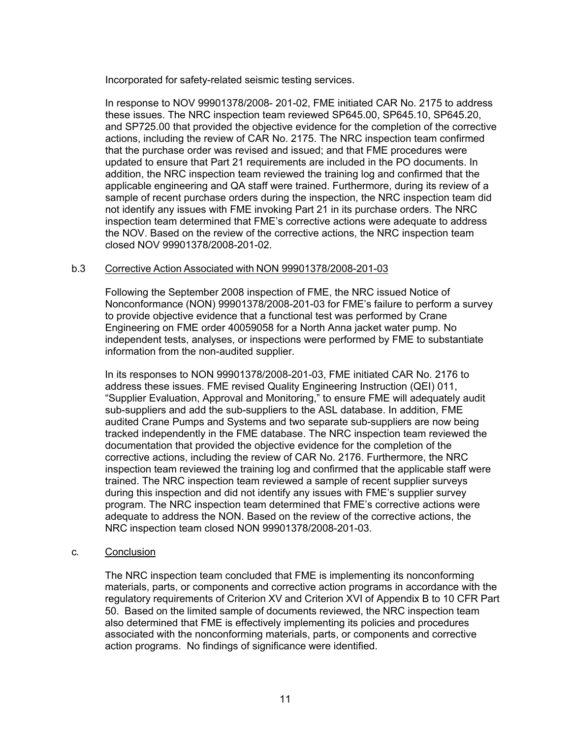Incorporated for safety-related seismic testing services.

In response to NOV 99901378/2008- 201-02, FME initiated CAR No. 2175 to address these issues. The NRC inspection team reviewed SP645.00, SP645.10, SP645.20, and SP725.00 that provided the objective evidence for the completion of the corrective actions, including the review of CAR No. 2175. The NRC inspection team confirmed that the purchase order was revised and issued; and that FME procedures were updated to ensure that Part 21 requirements are included in the PO documents. In addition, the NRC inspection team reviewed the training log and confirmed that the applicable engineering and QA staff were trained. Furthermore, during its review of a sample of recent purchase orders during the inspection, the NRC inspection team did not identify any issues with FME invoking Part 21 in its purchase orders. The NRC inspection team determined that FME's corrective actions were adequate to address the NOV. Based on the review of the corrective actions, the NRC inspection team closed NOV 99901378/2008-201-02.

b.3 Corrective Action Associated with NON 99901378/2008-201-03

Following the September 2008 inspection of FME, the NRC issued Notice of Nonconformance (NON) 99901378/2008-201-03 for FME's failure to perform a survey to provide objective evidence that a functional test was performed by Crane Engineering on FME order 40059058 for a North Anna jacket water pump. No independent tests, analyses, or inspections were performed by FME to substantiate information from the non-audited supplier.

In its responses to NON 99901378/2008-201-03, FME initiated CAR No. 2176 to address these issues. FME revised Quality Engineering Instruction (QEI) 011, "Supplier Evaluation, Approval and Monitoring," to ensure FME will adequately audit sub-suppliers and add the sub-suppliers to the ASL database. In addition, FME audited Crane Pumps and Systems and two separate sub-suppliers are now being tracked independently in the FME database. The NRC inspection team reviewed the documentation that provided the objective evidence for the completion of the corrective actions, including the review of CAR No. 2176. Furthermore, the NRC inspection team reviewed the training log and confirmed that the applicable staff were trained. The NRC inspection team reviewed a sample of recent supplier surveys during this inspection and did not identify any issues with FME's supplier survey program. The NRC inspection team determined that FME's corrective actions were adequate to address the NON. Based on the review of the corrective actions, the NRC inspection team closed NON 99901378/2008-201-03.

c. Conclusion

The NRC inspection team concluded that FME is implementing its nonconforming materials, parts, or components and corrective action programs in accordance with the regulatory requirements of Criterion XV and Criterion XVI of Appendix B to 10 CFR Part 50. Based on the limited sample of documents reviewed, the NRC inspection team also determined that FME is effectively implementing its policies and procedures associated with the nonconforming materials, parts, or components and corrective action programs. No findings of significance were identified.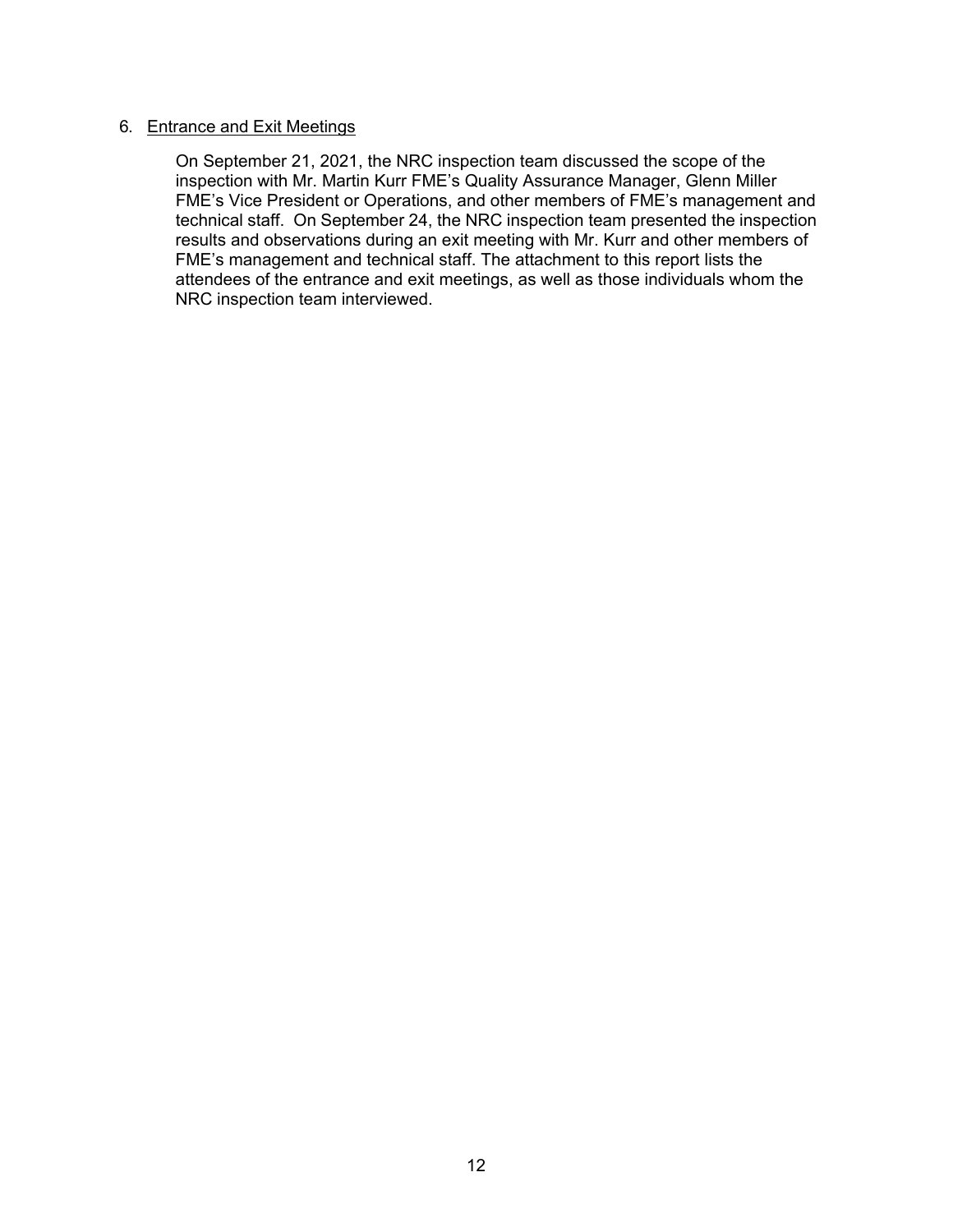6. Entrance and Exit Meetings

   On September 21, 2021, the NRC inspection team discussed the scope of the inspection with Mr. Martin Kurr FME's Quality Assurance Manager, Glenn Miller FME's Vice President or Operations, and other members of FME's management and technical staff. On September 24, the NRC inspection team presented the inspection results and observations during an exit meeting with Mr. Kurr and other members of FME's management and technical staff. The attachment to this report lists the attendees of the entrance and exit meetings, as well as those individuals whom the NRC inspection team interviewed.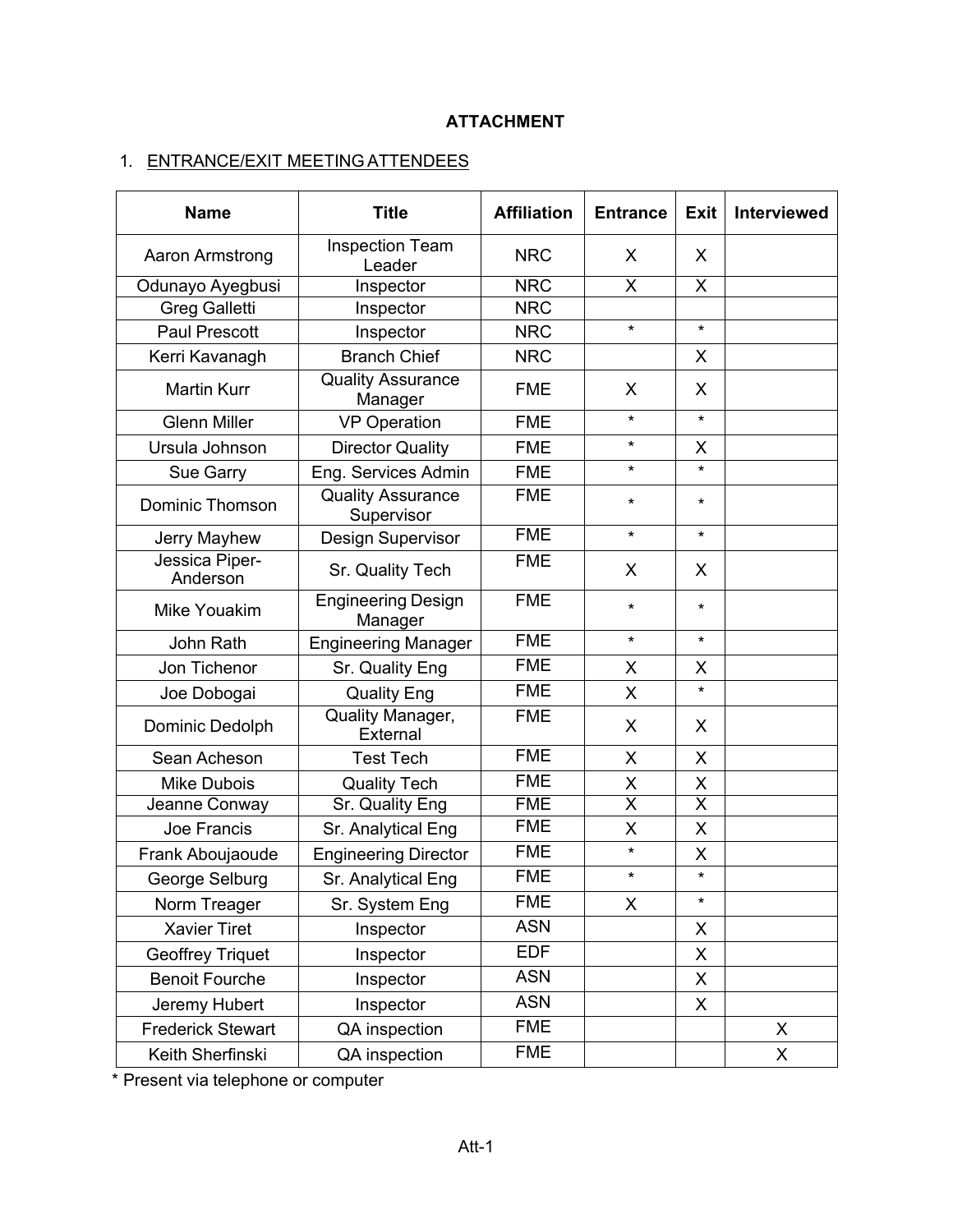# ATTACHMENT

1. ENTRANCE/EXIT MEETING ATTENDEES

| Name | Title | Affiliation | Entrance | Exit | Interviewed |
|---|---|---|---|---|---|
| Aaron Armstrong | Inspection Team Leader | NRC | X | X | |
| Odunayo Ayegbusi | Inspector | NRC | X | X | |
| Greg Galletti | Inspector | NRC | | | |
| Paul Prescott | Inspector | NRC | * | * | |
| Kerri Kavanagh | Branch Chief | NRC | | X | |
| Martin Kurr | Quality Assurance Manager | FME | X | X | |
| Glenn Miller | VP Operation | FME | * | * | |
| Ursula Johnson | Director Quality | FME | * | X | |
| Sue Garry | Eng. Services Admin | FME | * | * | |
| Dominic Thomson | Quality Assurance Supervisor | FME | * | * | |
| Jerry Mayhew | Design Supervisor | FME | * | * | |
| Jessica Piper-Anderson | Sr. Quality Tech | FME | X | X | |
| Mike Youakim | Engineering Design Manager | FME | * | * | |
| John Rath | Engineering Manager | FME | * | * | |
| Jon Tichenor | Sr. Quality Eng | FME | X | X | |
| Joe Dobogai | Quality Eng | FME | X | * | |
| Dominic Dedolph | Quality Manager, External | FME | X | X | |
| Sean Acheson | Test Tech | FME | X | X | |
| Mike Dubois | Quality Tech | FME | X | X | |
| Jeanne Conway | Sr. Quality Eng | FME | X | X | |
| Joe Francis | Sr. Analytical Eng | FME | X | X | |
| Frank Aboujaoude | Engineering Director | FME | * | X | |
| George Selburg | Sr. Analytical Eng | FME | * | * | |
| Norm Treager | Sr. System Eng | FME | X | * | |
| Xavier Tiret | Inspector | ASN | | X | |
| Geoffrey Triquet | Inspector | EDF | | X | |
| Benoit Fourche | Inspector | ASN | | X | |
| Jeremy Hubert | Inspector | ASN | | X | |
| Frederick Stewart | QA inspection | FME | | | X |
| Keith Sherfinski | QA inspection | FME | | | X |

* Present via telephone or computer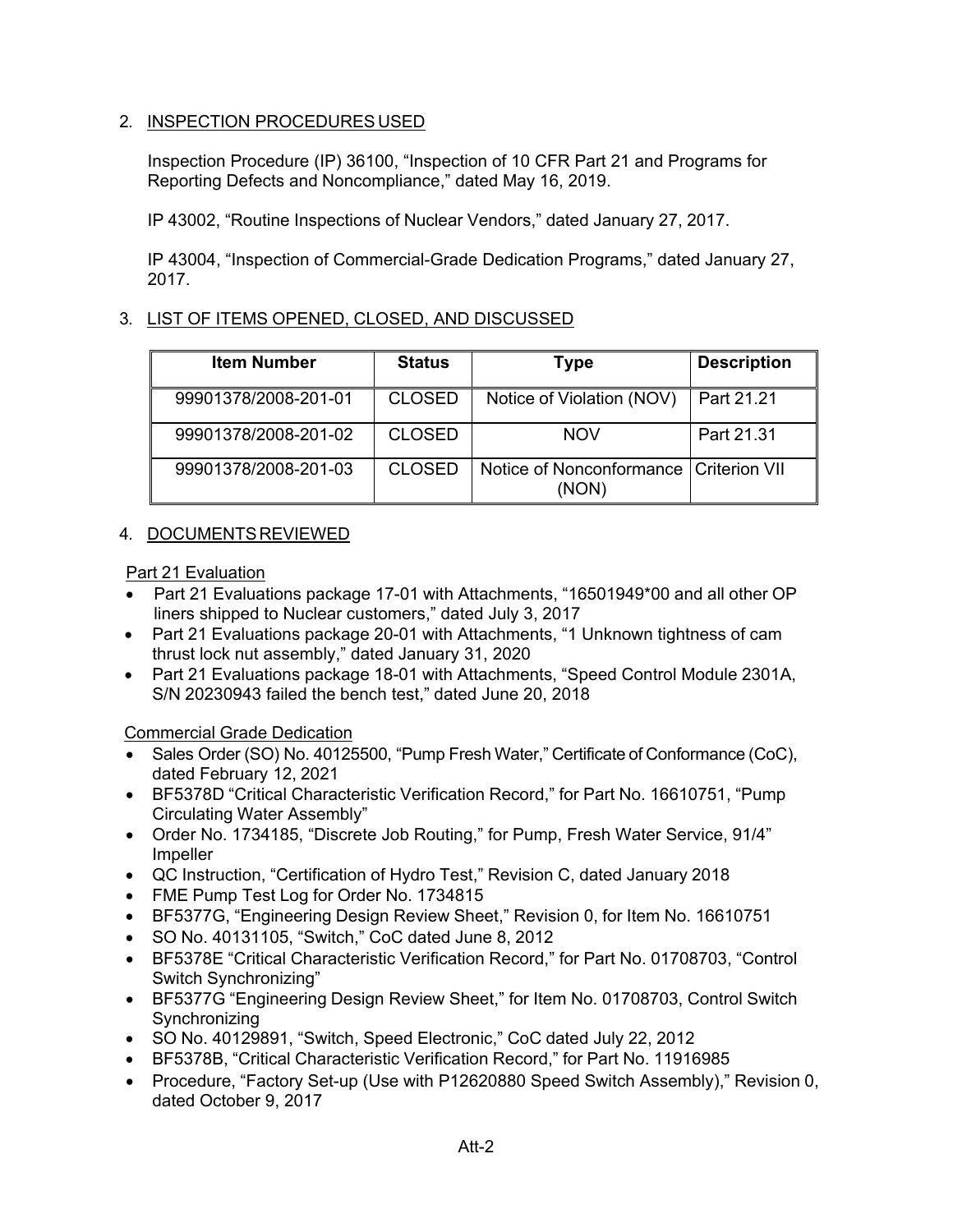2. INSPECTION PROCEDURES USED

Inspection Procedure (IP) 36100, "Inspection of 10 CFR Part 21 and Programs for Reporting Defects and Noncompliance," dated May 16, 2019.

IP 43002, "Routine Inspections of Nuclear Vendors," dated January 27, 2017.

IP 43004, "Inspection of Commercial-Grade Dedication Programs," dated January 27, 2017.

3. LIST OF ITEMS OPENED, CLOSED, AND DISCUSSED

| Item Number | Status | Type | Description |
|---|---|---|---|
| 99901378/2008-201-01 | CLOSED | Notice of Violation (NOV) | Part 21.21 |
| 99901378/2008-201-02 | CLOSED | NOV | Part 21.31 |
| 99901378/2008-201-03 | CLOSED | Notice of Nonconformance (NON) | Criterion VII |

4. DOCUMENTS REVIEWED

Part 21 Evaluation

- Part 21 Evaluations package 17-01 with Attachments, "16501949*00 and all other OP liners shipped to Nuclear customers," dated July 3, 2017
- Part 21 Evaluations package 20-01 with Attachments, "1 Unknown tightness of cam thrust lock nut assembly," dated January 31, 2020
- Part 21 Evaluations package 18-01 with Attachments, "Speed Control Module 2301A, S/N 20230943 failed the bench test," dated June 20, 2018

Commercial Grade Dedication

- Sales Order (SO) No. 40125500, "Pump Fresh Water," Certificate of Conformance (CoC), dated February 12, 2021
- BF5378D "Critical Characteristic Verification Record," for Part No. 16610751, "Pump Circulating Water Assembly"
- Order No. 1734185, "Discrete Job Routing," for Pump, Fresh Water Service, 91/4" Impeller
- QC Instruction, "Certification of Hydro Test," Revision C, dated January 2018
- FME Pump Test Log for Order No. 1734815
- BF5377G, "Engineering Design Review Sheet," Revision 0, for Item No. 16610751
- SO No. 40131105, "Switch," CoC dated June 8, 2012
- BF5378E "Critical Characteristic Verification Record," for Part No. 01708703, "Control Switch Synchronizing"
- BF5377G "Engineering Design Review Sheet," for Item No. 01708703, Control Switch Synchronizing
- SO No. 40129891, "Switch, Speed Electronic," CoC dated July 22, 2012
- BF5378B, "Critical Characteristic Verification Record," for Part No. 11916985
- Procedure, "Factory Set-up (Use with P12620880 Speed Switch Assembly)," Revision 0, dated October 9, 2017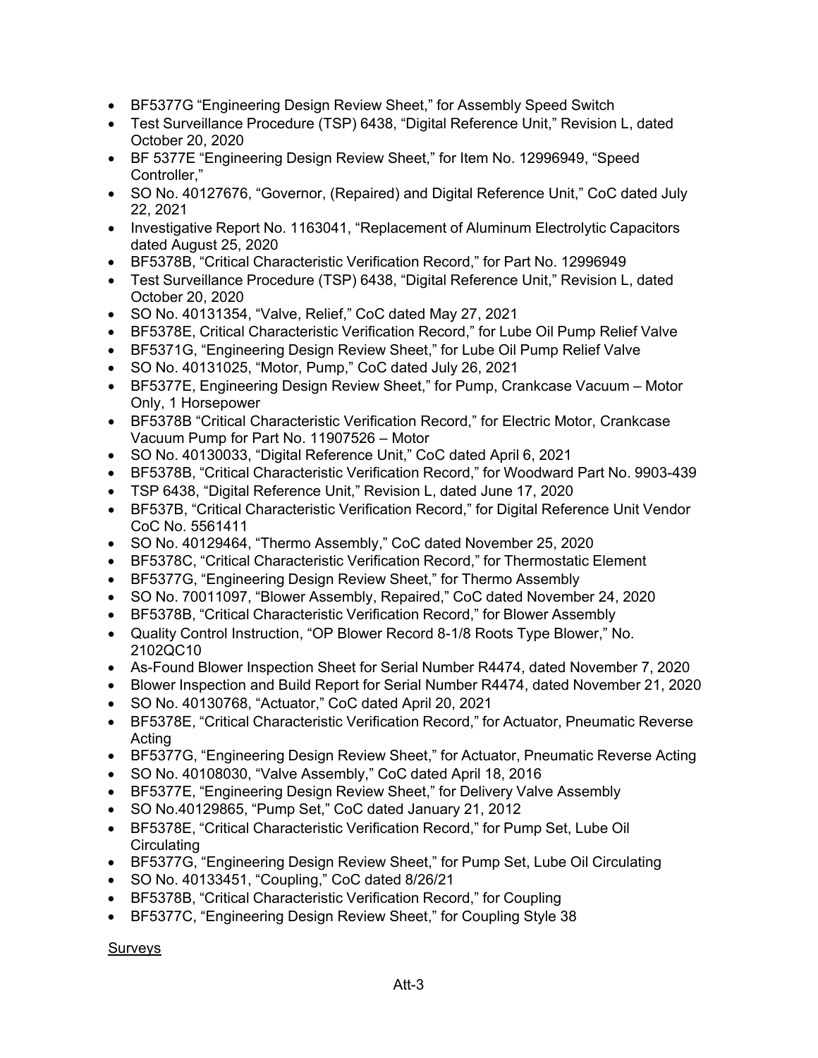- BF5377G "Engineering Design Review Sheet," for Assembly Speed Switch
- Test Surveillance Procedure (TSP) 6438, "Digital Reference Unit," Revision L, dated October 20, 2020
- BF 5377E "Engineering Design Review Sheet," for Item No. 12996949, "Speed Controller,"
- SO No. 40127676, "Governor, (Repaired) and Digital Reference Unit," CoC dated July 22, 2021
- Investigative Report No. 1163041, "Replacement of Aluminum Electrolytic Capacitors dated August 25, 2020
- BF5378B, "Critical Characteristic Verification Record," for Part No. 12996949
- Test Surveillance Procedure (TSP) 6438, "Digital Reference Unit," Revision L, dated October 20, 2020
- SO No. 40131354, "Valve, Relief," CoC dated May 27, 2021
- BF5378E, Critical Characteristic Verification Record," for Lube Oil Pump Relief Valve
- BF5371G, "Engineering Design Review Sheet," for Lube Oil Pump Relief Valve
- SO No. 40131025, "Motor, Pump," CoC dated July 26, 2021
- BF5377E, Engineering Design Review Sheet," for Pump, Crankcase Vacuum – Motor Only, 1 Horsepower
- BF5378B "Critical Characteristic Verification Record," for Electric Motor, Crankcase Vacuum Pump for Part No. 11907526 – Motor
- SO No. 40130033, "Digital Reference Unit," CoC dated April 6, 2021
- BF5378B, "Critical Characteristic Verification Record," for Woodward Part No. 9903-439
- TSP 6438, "Digital Reference Unit," Revision L, dated June 17, 2020
- BF537B, "Critical Characteristic Verification Record," for Digital Reference Unit Vendor CoC No. 5561411
- SO No. 40129464, "Thermo Assembly," CoC dated November 25, 2020
- BF5378C, "Critical Characteristic Verification Record," for Thermostatic Element
- BF5377G, "Engineering Design Review Sheet," for Thermo Assembly
- SO No. 70011097, "Blower Assembly, Repaired," CoC dated November 24, 2020
- BF5378B, "Critical Characteristic Verification Record," for Blower Assembly
- Quality Control Instruction, "OP Blower Record 8-1/8 Roots Type Blower," No. 2102QC10
- As-Found Blower Inspection Sheet for Serial Number R4474, dated November 7, 2020
- Blower Inspection and Build Report for Serial Number R4474, dated November 21, 2020
- SO No. 40130768, "Actuator," CoC dated April 20, 2021
- BF5378E, "Critical Characteristic Verification Record," for Actuator, Pneumatic Reverse Acting
- BF5377G, "Engineering Design Review Sheet," for Actuator, Pneumatic Reverse Acting
- SO No. 40108030, "Valve Assembly," CoC dated April 18, 2016
- BF5377E, "Engineering Design Review Sheet," for Delivery Valve Assembly
- SO No.40129865, "Pump Set," CoC dated January 21, 2012
- BF5378E, "Critical Characteristic Verification Record," for Pump Set, Lube Oil Circulating
- BF5377G, "Engineering Design Review Sheet," for Pump Set, Lube Oil Circulating
- SO No. 40133451, "Coupling," CoC dated 8/26/21
- BF5378B, "Critical Characteristic Verification Record," for Coupling
- BF5377C, "Engineering Design Review Sheet," for Coupling Style 38

Surveys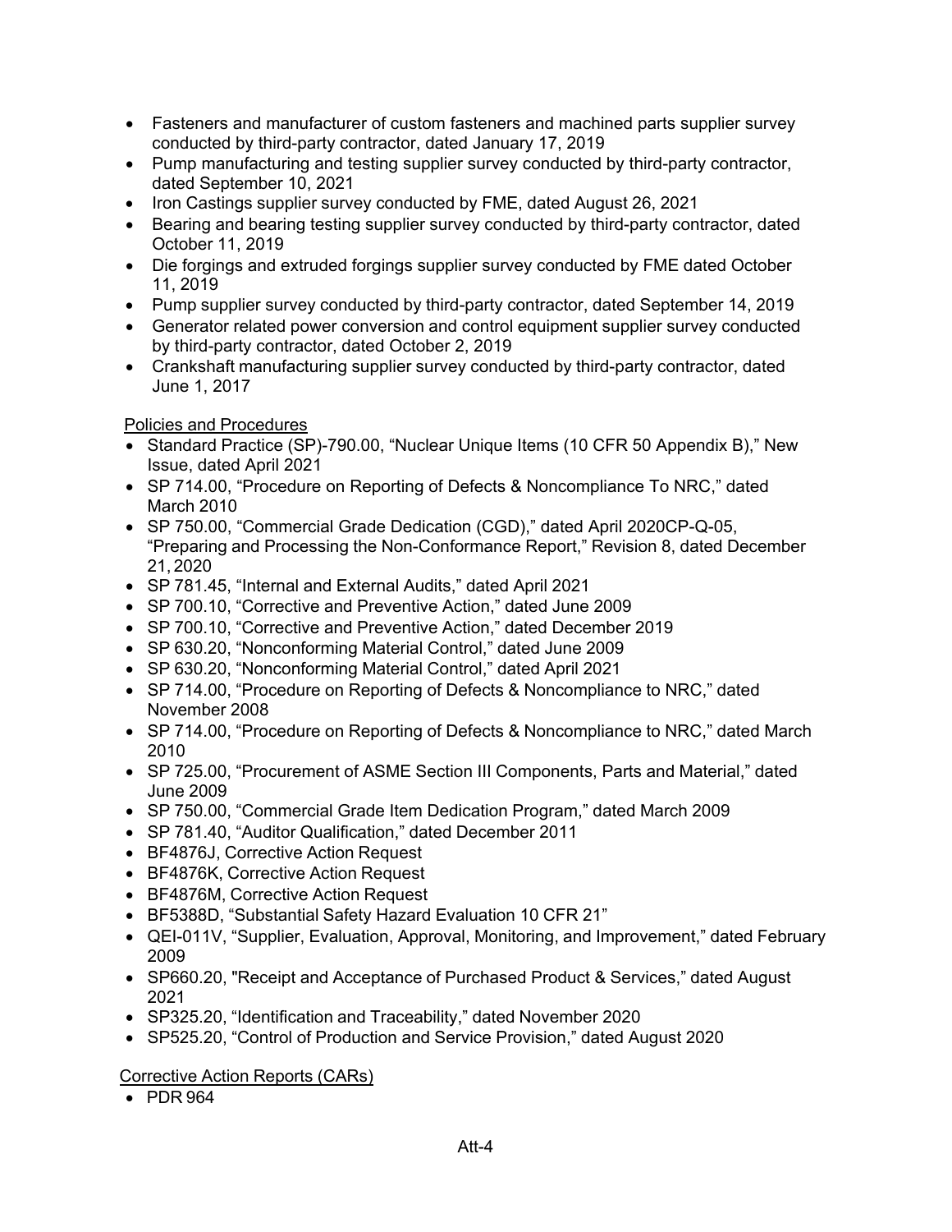- Fasteners and manufacturer of custom fasteners and machined parts supplier survey conducted by third-party contractor, dated January 17, 2019
- Pump manufacturing and testing supplier survey conducted by third-party contractor, dated September 10, 2021
- Iron Castings supplier survey conducted by FME, dated August 26, 2021
- Bearing and bearing testing supplier survey conducted by third-party contractor, dated October 11, 2019
- Die forgings and extruded forgings supplier survey conducted by FME dated October 11, 2019
- Pump supplier survey conducted by third-party contractor, dated September 14, 2019
- Generator related power conversion and control equipment supplier survey conducted by third-party contractor, dated October 2, 2019
- Crankshaft manufacturing supplier survey conducted by third-party contractor, dated June 1, 2017

Policies and Procedures

- Standard Practice (SP)-790.00, "Nuclear Unique Items (10 CFR 50 Appendix B)," New Issue, dated April 2021
- SP 714.00, "Procedure on Reporting of Defects & Noncompliance To NRC," dated March 2010
- SP 750.00, "Commercial Grade Dedication (CGD)," dated April 2020CP-Q-05, "Preparing and Processing the Non-Conformance Report," Revision 8, dated December 21, 2020
- SP 781.45, "Internal and External Audits," dated April 2021
- SP 700.10, "Corrective and Preventive Action," dated June 2009
- SP 700.10, "Corrective and Preventive Action," dated December 2019
- SP 630.20, "Nonconforming Material Control," dated June 2009
- SP 630.20, "Nonconforming Material Control," dated April 2021
- SP 714.00, "Procedure on Reporting of Defects & Noncompliance to NRC," dated November 2008
- SP 714.00, "Procedure on Reporting of Defects & Noncompliance to NRC," dated March 2010
- SP 725.00, "Procurement of ASME Section III Components, Parts and Material," dated June 2009
- SP 750.00, "Commercial Grade Item Dedication Program," dated March 2009
- SP 781.40, "Auditor Qualification," dated December 2011
- BF4876J, Corrective Action Request
- BF4876K, Corrective Action Request
- BF4876M, Corrective Action Request
- BF5388D, "Substantial Safety Hazard Evaluation 10 CFR 21"
- QEI-011V, "Supplier, Evaluation, Approval, Monitoring, and Improvement," dated February 2009
- SP660.20, "Receipt and Acceptance of Purchased Product & Services," dated August 2021
- SP325.20, "Identification and Traceability," dated November 2020
- SP525.20, "Control of Production and Service Provision," dated August 2020

Corrective Action Reports (CARs)

- PDR 964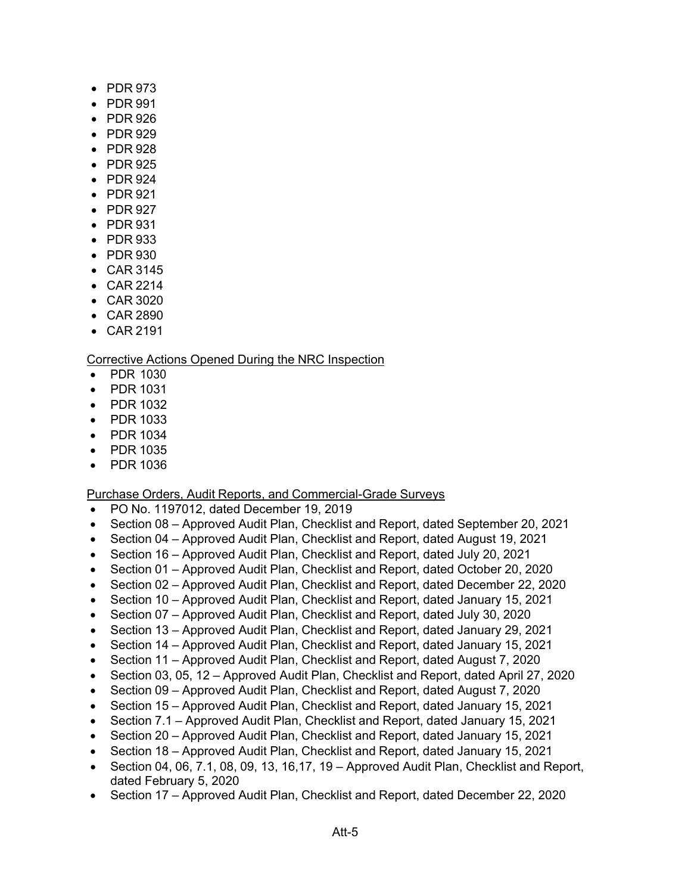- PDR 973
- PDR 991
- PDR 926
- PDR 929
- PDR 928
- PDR 925
- PDR 924
- PDR 921
- PDR 927
- PDR 931
- PDR 933
- PDR 930
- CAR 3145
- CAR 2214
- CAR 3020
- CAR 2890
- CAR 2191

Corrective Actions Opened During the NRC Inspection

- PDR 1030
- PDR 1031
- PDR 1032
- PDR 1033
- PDR 1034
- PDR 1035
- PDR 1036

Purchase Orders, Audit Reports, and Commercial-Grade Surveys

- PO No. 1197012, dated December 19, 2019
- Section 08 – Approved Audit Plan, Checklist and Report, dated September 20, 2021
- Section 04 – Approved Audit Plan, Checklist and Report, dated August 19, 2021
- Section 16 – Approved Audit Plan, Checklist and Report, dated July 20, 2021
- Section 01 – Approved Audit Plan, Checklist and Report, dated October 20, 2020
- Section 02 – Approved Audit Plan, Checklist and Report, dated December 22, 2020
- Section 10 – Approved Audit Plan, Checklist and Report, dated January 15, 2021
- Section 07 – Approved Audit Plan, Checklist and Report, dated July 30, 2020
- Section 13 – Approved Audit Plan, Checklist and Report, dated January 29, 2021
- Section 14 – Approved Audit Plan, Checklist and Report, dated January 15, 2021
- Section 11 – Approved Audit Plan, Checklist and Report, dated August 7, 2020
- Section 03, 05, 12 – Approved Audit Plan, Checklist and Report, dated April 27, 2020
- Section 09 – Approved Audit Plan, Checklist and Report, dated August 7, 2020
- Section 15 – Approved Audit Plan, Checklist and Report, dated January 15, 2021
- Section 7.1 – Approved Audit Plan, Checklist and Report, dated January 15, 2021
- Section 20 – Approved Audit Plan, Checklist and Report, dated January 15, 2021
- Section 18 – Approved Audit Plan, Checklist and Report, dated January 15, 2021
- Section 04, 06, 7.1, 08, 09, 13, 16,17, 19 – Approved Audit Plan, Checklist and Report, dated February 5, 2020
- Section 17 – Approved Audit Plan, Checklist and Report, dated December 22, 2020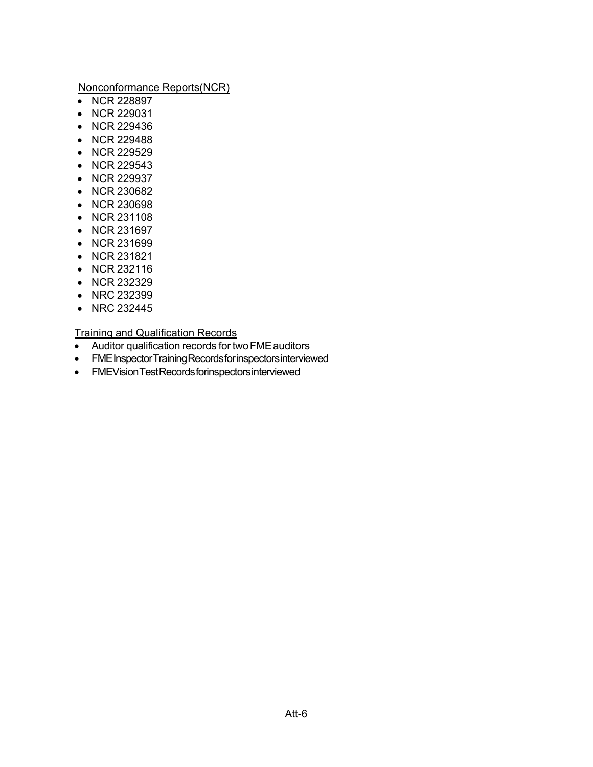Nonconformance Reports(NCR)

- NCR 228897
- NCR 229031
- NCR 229436
- NCR 229488
- NCR 229529
- NCR 229543
- NCR 229937
- NCR 230682
- NCR 230698
- NCR 231108
- NCR 231697
- NCR 231699
- NCR 231821
- NCR 232116
- NCR 232329
- NRC 232399
- NRC 232445

Training and Qualification Records

- Auditor qualification records for two FME auditors
- FME Inspector Training Records for inspectors interviewed
- FME Vision Test Records for inspectors interviewed